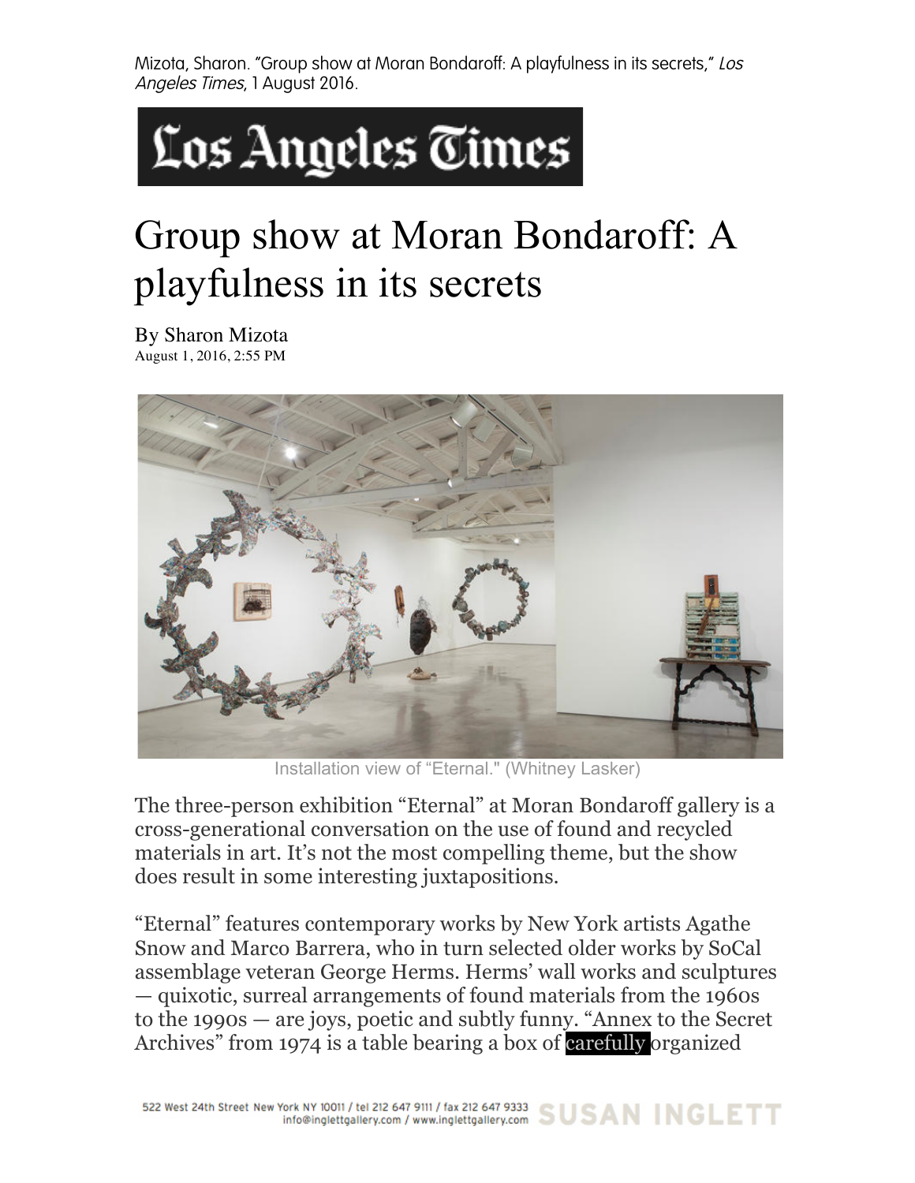Mizota, Sharon. "Group show at Moran Bondaroff: A playfulness in its secrets," *Los Angeles Times*, 1 August 2016.

**Los Angeles Times**

# Group show at Moran Bondaroff: A playfulness in its secrets

By Sharon Mizota
August 1, 2016, 2:55 PM

Installation view of "Eternal." (Whitney Lasker)

The three-person exhibition "Eternal" at Moran Bondaroff gallery is a cross-generational conversation on the use of found and recycled materials in art. It's not the most compelling theme, but the show does result in some interesting juxtapositions.

"Eternal" features contemporary works by New York artists Agathe Snow and Marco Barrera, who in turn selected older works by SoCal assemblage veteran George Herms. Herms' wall works and sculptures — quixotic, surreal arrangements of found materials from the 1960s to the 1990s — are joys, poetic and subtly funny. "Annex to the Secret Archives" from 1974 is a table bearing a box of carefully organized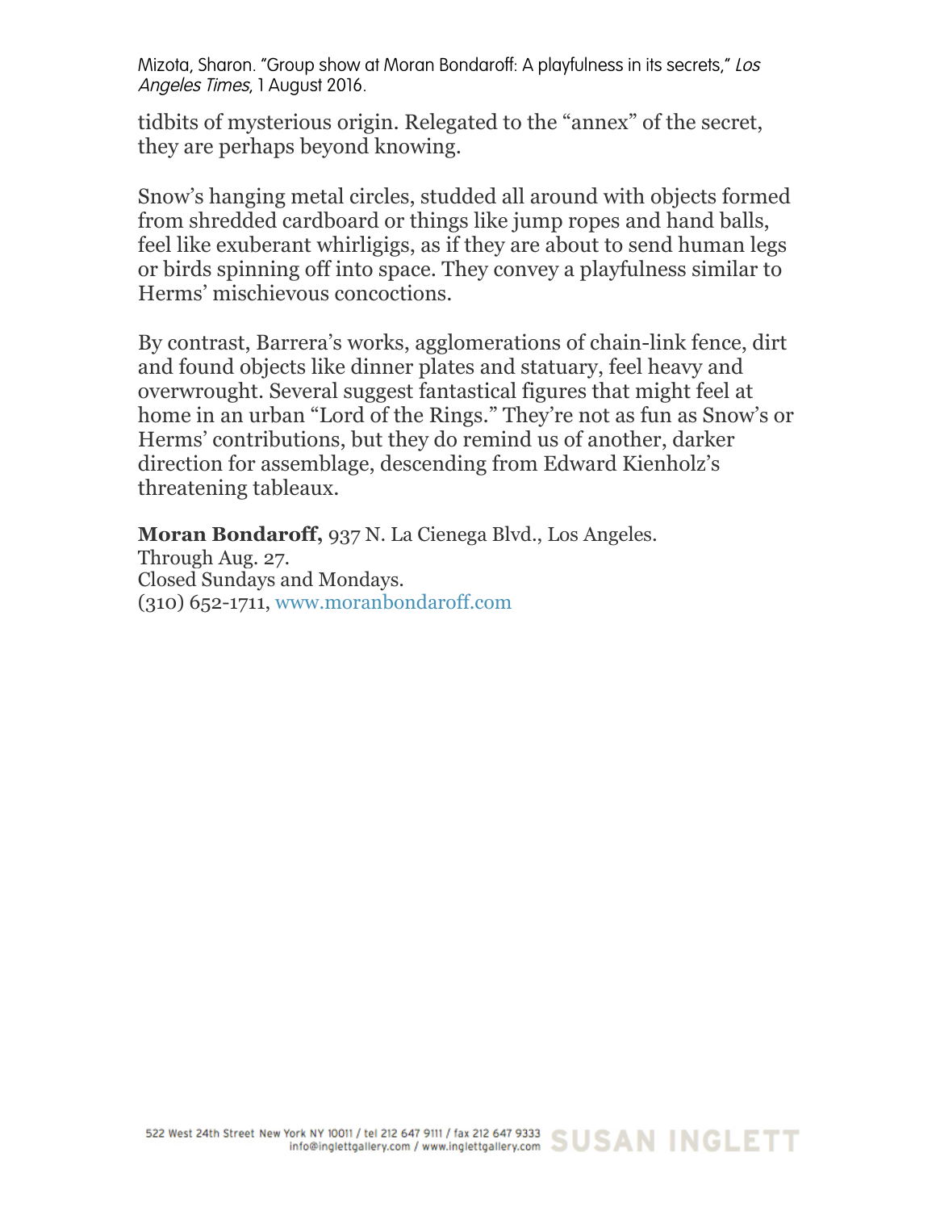tidbits of mysterious origin. Relegated to the “annex” of the secret, they are perhaps beyond knowing.

Snow’s hanging metal circles, studded all around with objects formed from shredded cardboard or things like jump ropes and hand balls, feel like exuberant whirligigs, as if they are about to send human legs or birds spinning off into space. They convey a playfulness similar to Herms’ mischievous concoctions.

By contrast, Barrera’s works, agglomerations of chain-link fence, dirt and found objects like dinner plates and statuary, feel heavy and overwrought. Several suggest fantastical figures that might feel at home in an urban “Lord of the Rings.” They’re not as fun as Snow’s or Herms’ contributions, but they do remind us of another, darker direction for assemblage, descending from Edward Kienholz’s threatening tableaux.

**Moran Bondaroff,** 937 N. La Cienega Blvd., Los Angeles.
Through Aug. 27.
Closed Sundays and Mondays.
(310) 652-1711, www.moranbondaroff.com